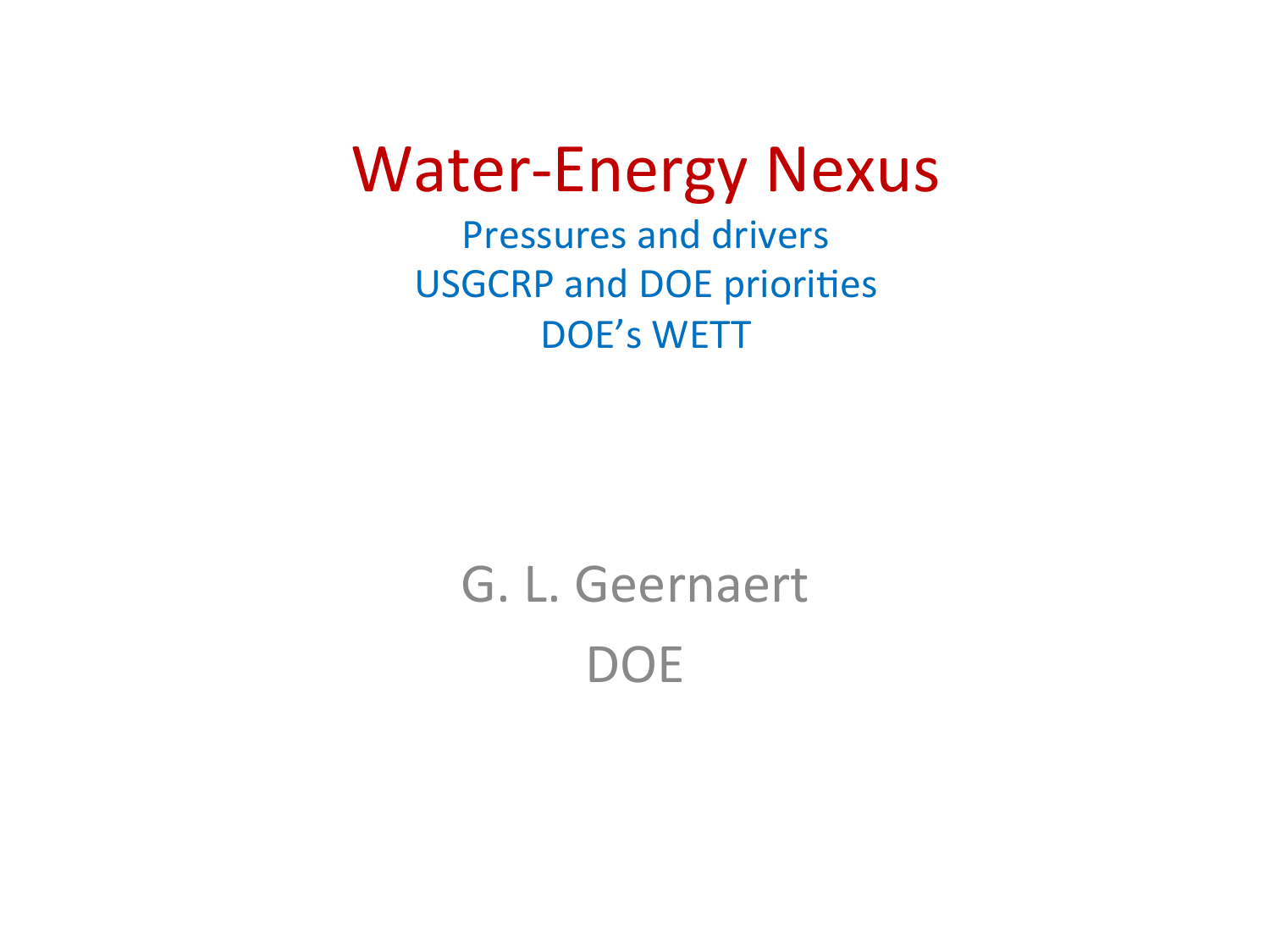# Water-Energy Nexus

Pressures and drivers
USGCRP and DOE priorities
DOE's WETT

G. L. Geernaert

DOE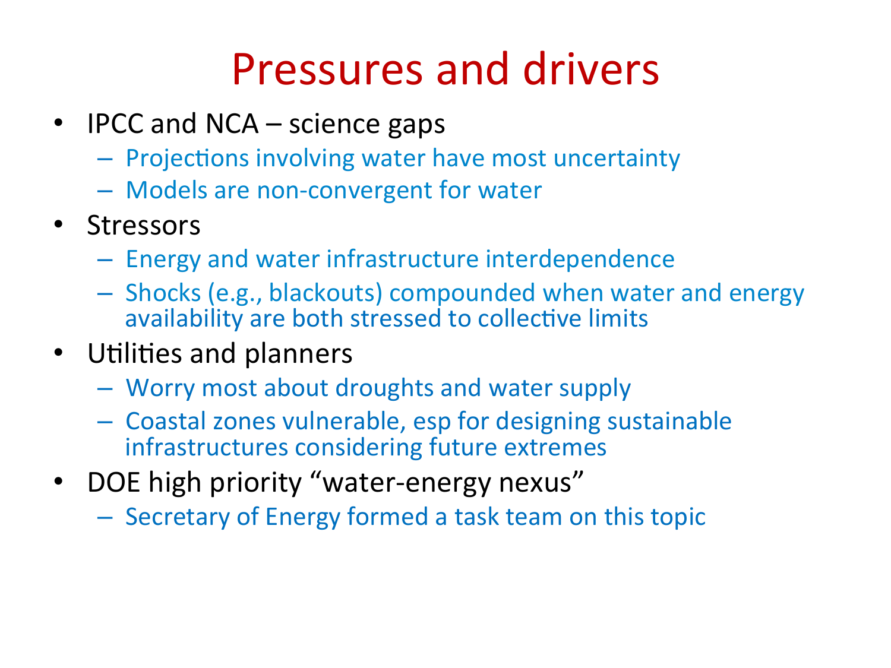# Pressures and drivers

- IPCC and NCA – science gaps
  - Projections involving water have most uncertainty
  - Models are non-convergent for water
- Stressors
  - Energy and water infrastructure interdependence
  - Shocks (e.g., blackouts) compounded when water and energy availability are both stressed to collective limits
- Utilities and planners
  - Worry most about droughts and water supply
  - Coastal zones vulnerable, esp for designing sustainable infrastructures considering future extremes
- DOE high priority "water-energy nexus"
  - Secretary of Energy formed a task team on this topic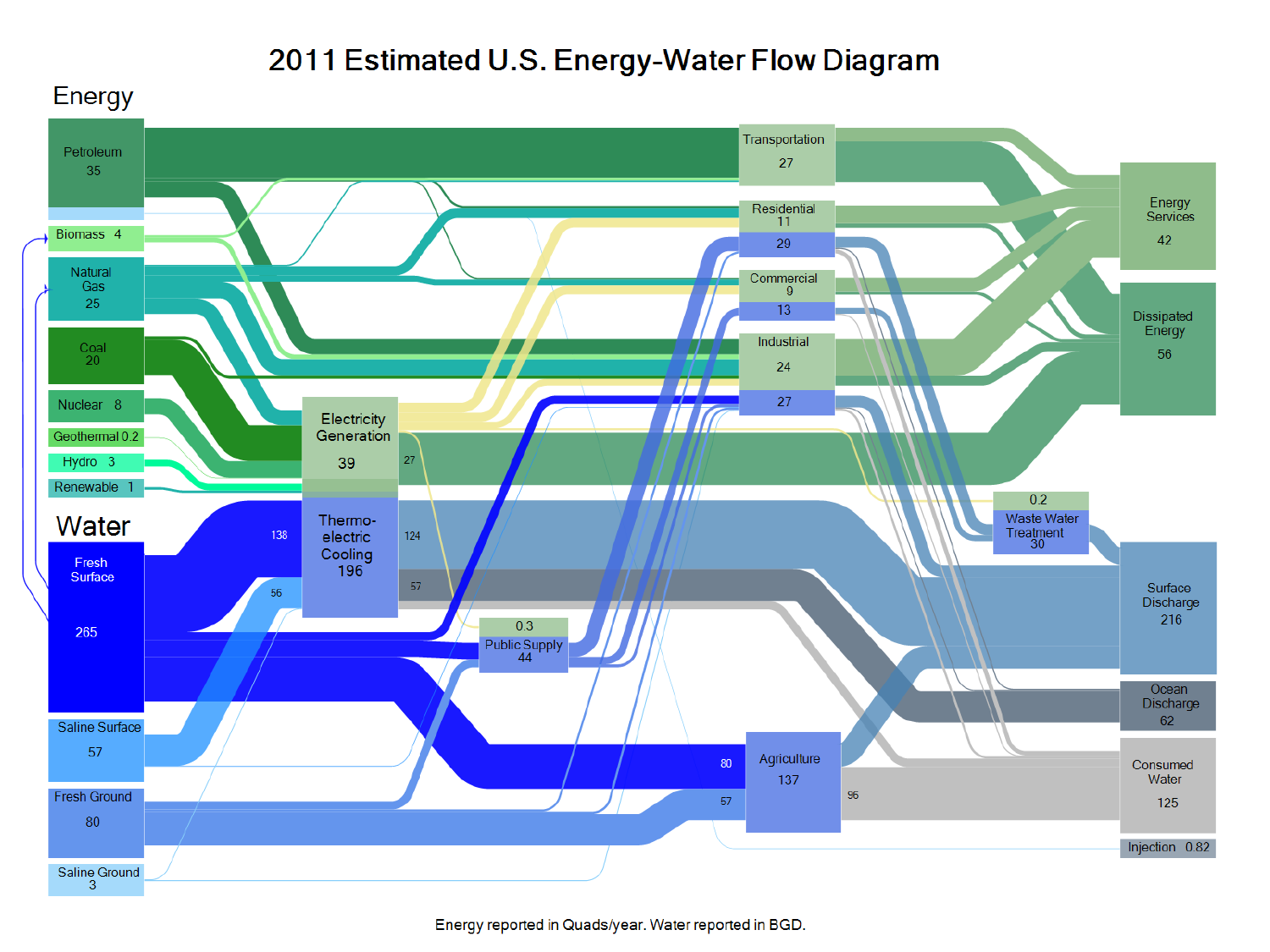# 2011 Estimated U.S. Energy-Water Flow Diagram

## Energy

- Petroleum 35
- Biomass 4
- Natural Gas 25
- Coal 20
- Nuclear 8
- Geothermal 0.2
- Hydro 3
- Renewable 1

## Water

- Fresh Surface 265
- Saline Surface 57
- Fresh Ground 80
- Saline Ground 3

Electricity Generation 39

Thermo-electric Cooling 196

138

56

124

57

27

Public Supply 0.3 / 44

Transportation 27

Residential 11 / 29

Commercial 9 / 13

Industrial 24 / 27

Agriculture 137

80

57

96

Waste Water Treatment 0.2 / 30

Energy Services 42

Dissipated Energy 56

Surface Discharge 216

Ocean Discharge 62

Consumed Water 125

Injection 0.82

Energy reported in Quads/year. Water reported in BGD.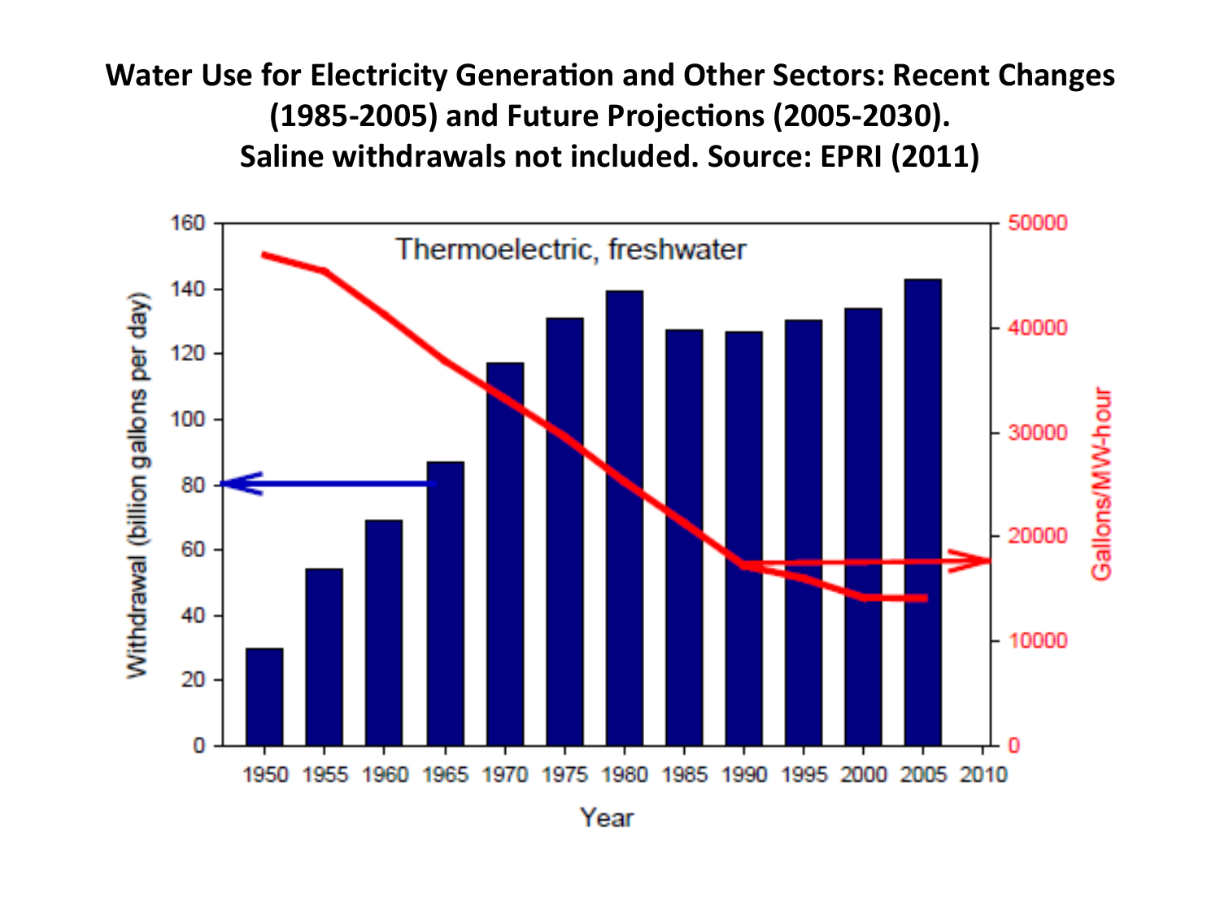# Water Use for Electricity Generation and Other Sectors: Recent Changes (1985-2005) and Future Projections (2005-2030). Saline withdrawals not included. Source: EPRI (2011)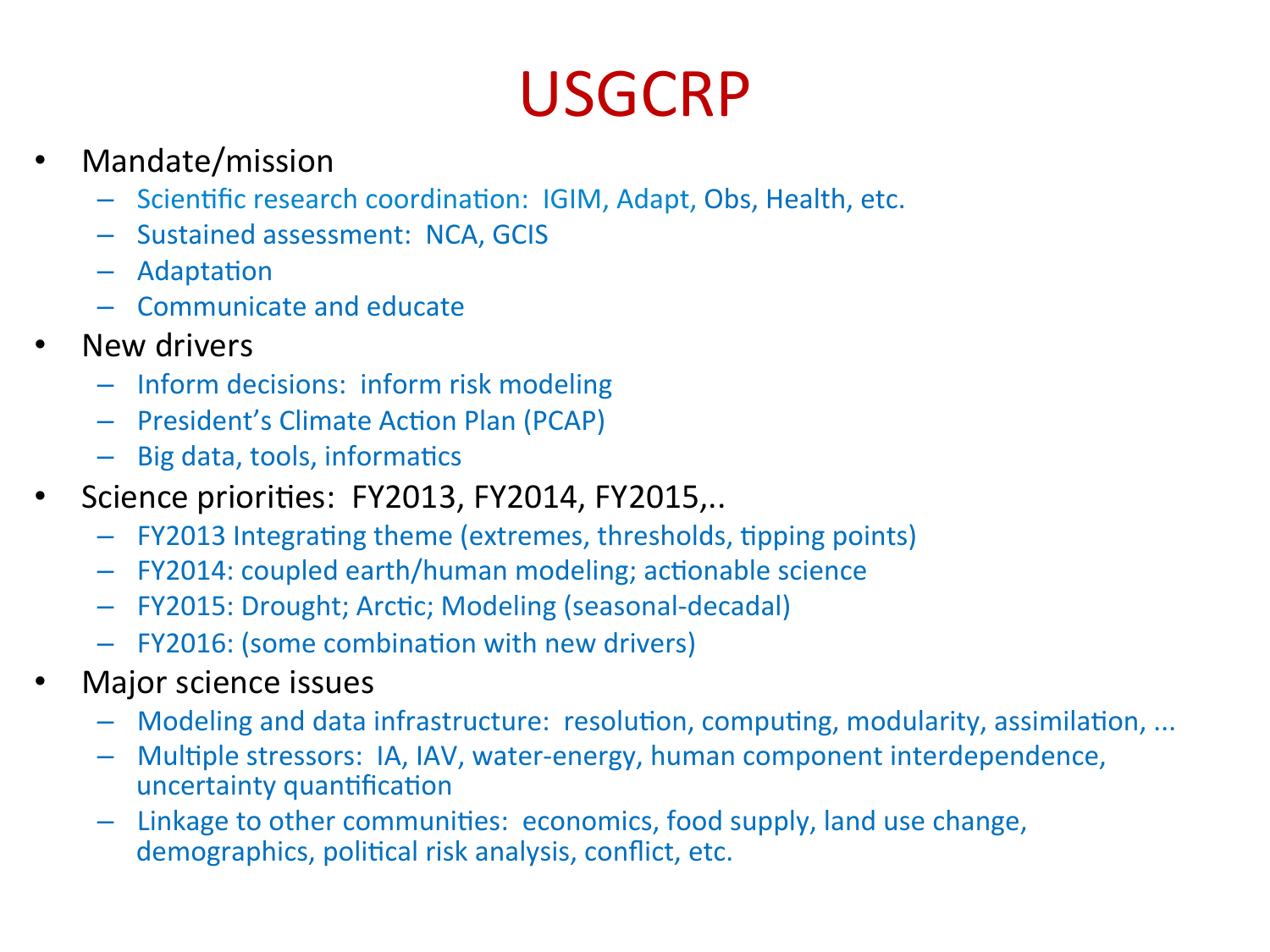# USGCRP

- Mandate/mission
  - Scientific research coordination: IGIM, Adapt, Obs, Health, etc.
  - Sustained assessment: NCA, GCIS
  - Adaptation
  - Communicate and educate
- New drivers
  - Inform decisions: inform risk modeling
  - President's Climate Action Plan (PCAP)
  - Big data, tools, informatics
- Science priorities: FY2013, FY2014, FY2015,..
  - FY2013 Integrating theme (extremes, thresholds, tipping points)
  - FY2014: coupled earth/human modeling; actionable science
  - FY2015: Drought; Arctic; Modeling (seasonal-decadal)
  - FY2016: (some combination with new drivers)
- Major science issues
  - Modeling and data infrastructure: resolution, computing, modularity, assimilation, ...
  - Multiple stressors: IA, IAV, water-energy, human component interdependence, uncertainty quantification
  - Linkage to other communities: economics, food supply, land use change, demographics, political risk analysis, conflict, etc.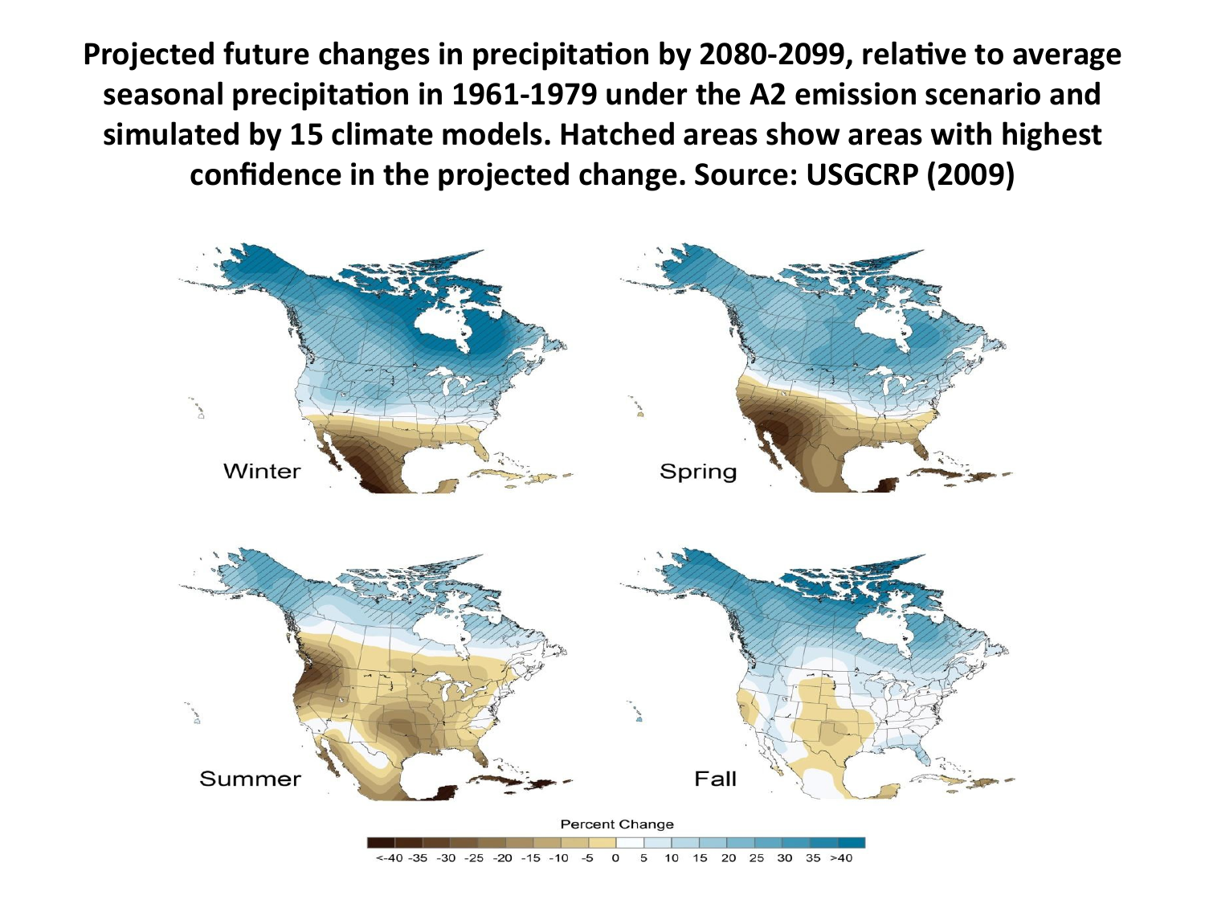**Projected future changes in precipitation by 2080-2099, relative to average seasonal precipitation in 1961-1979 under the A2 emission scenario and simulated by 15 climate models. Hatched areas show areas with highest confidence in the projected change. Source: USGCRP (2009)**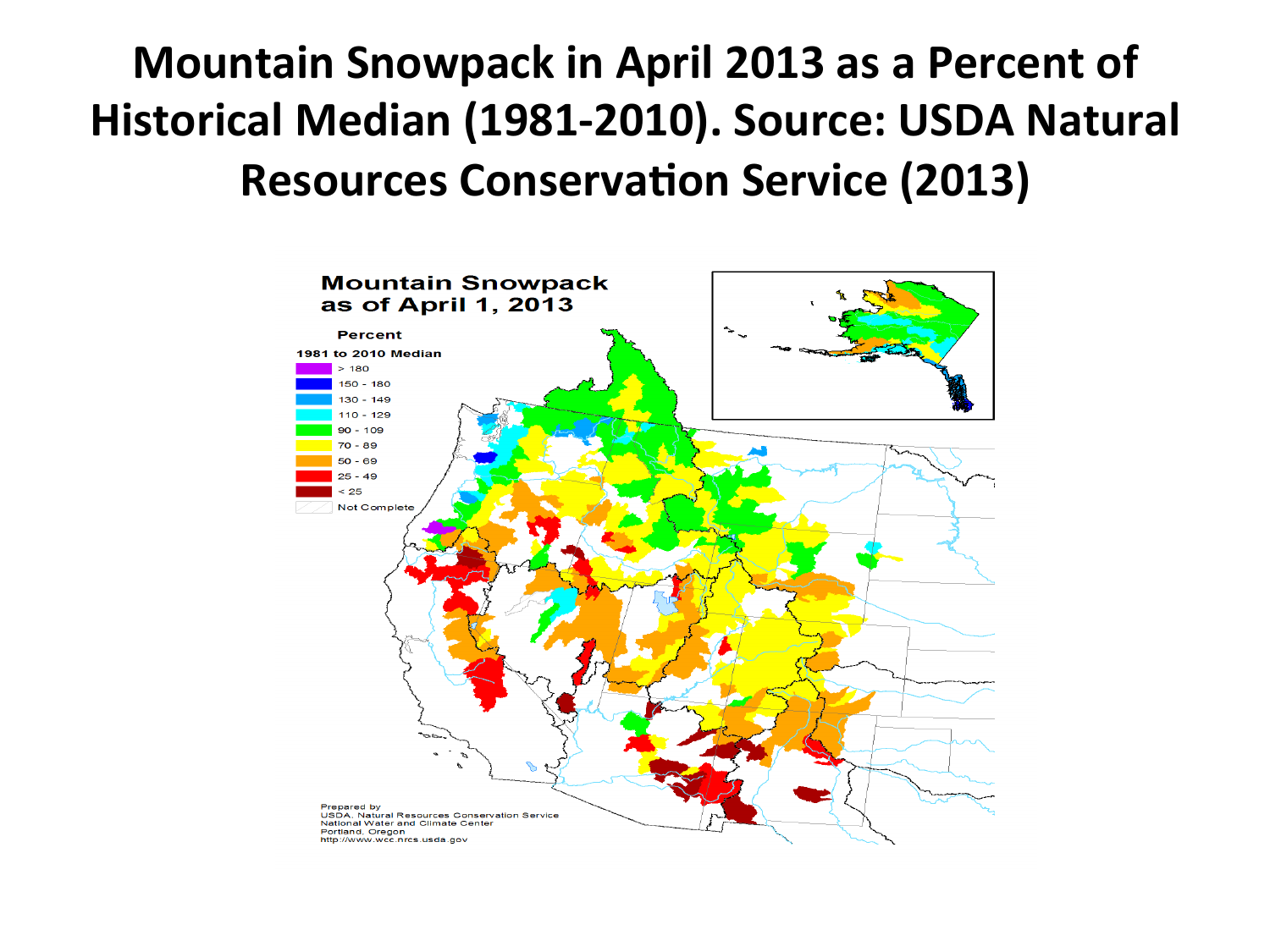# Mountain Snowpack in April 2013 as a Percent of Historical Median (1981-2010). Source: USDA Natural Resources Conservation Service (2013)

**Mountain Snowpack as of April 1, 2013**

**Percent 1981 to 2010 Median**

- > 180
- 150 - 180
- 130 - 149
- 110 - 129
- 90 - 109
- 70 - 89
- 50 - 69
- 25 - 49
- < 25
- Not Complete

Prepared by
USDA, Natural Resources Conservation Service
National Water and Climate Center
Portland, Oregon
http://www.wcc.nrcs.usda.gov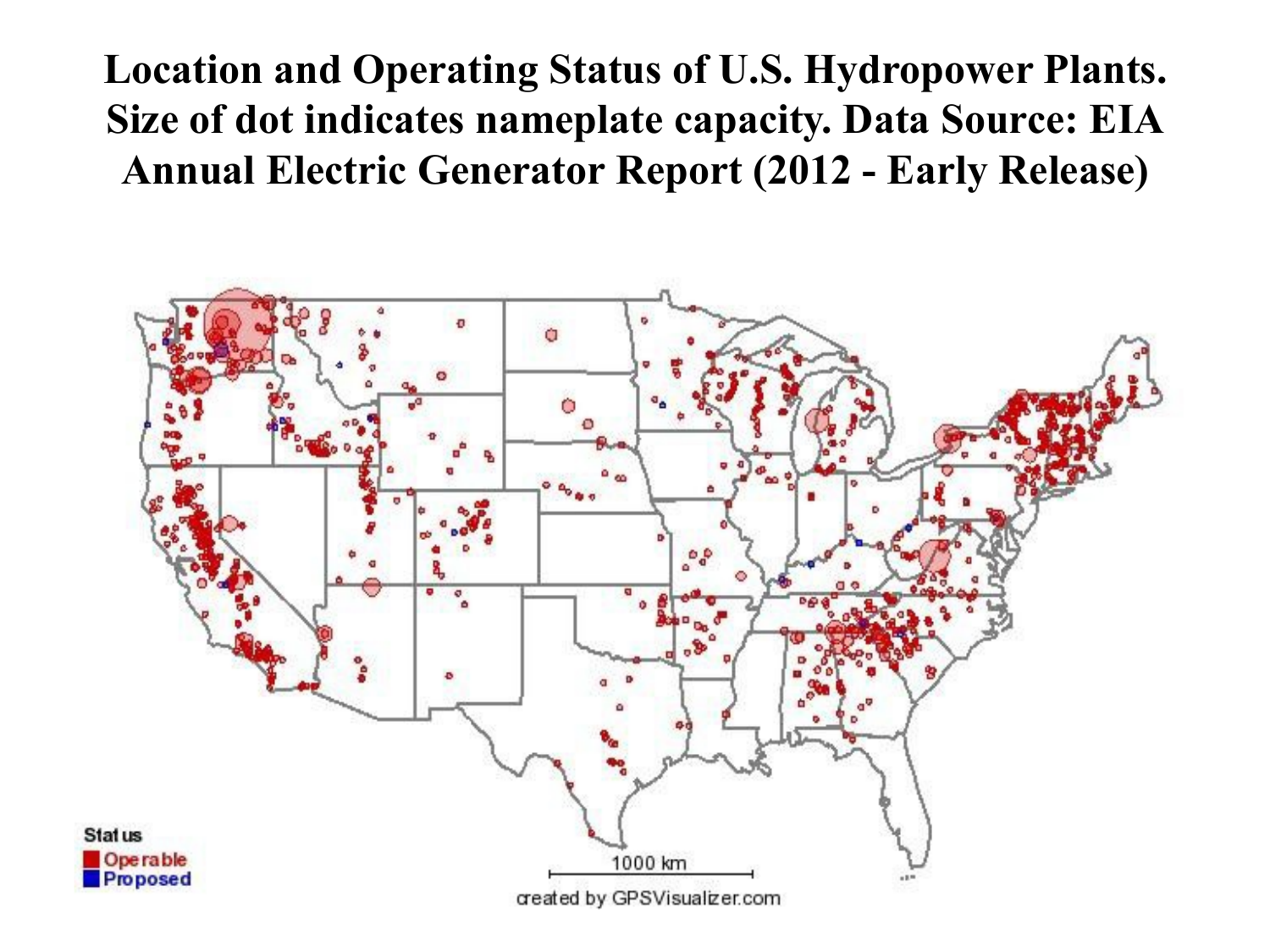# Location and Operating Status of U.S. Hydropower Plants. Size of dot indicates nameplate capacity. Data Source: EIA Annual Electric Generator Report (2012 - Early Release)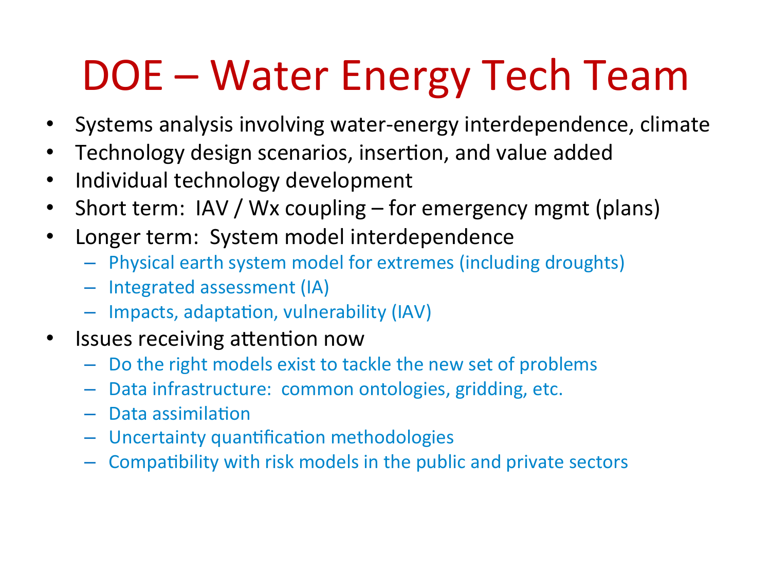# DOE – Water Energy Tech Team

- Systems analysis involving water-energy interdependence, climate
- Technology design scenarios, insertion, and value added
- Individual technology development
- Short term: IAV / Wx coupling – for emergency mgmt (plans)
- Longer term: System model interdependence
  - Physical earth system model for extremes (including droughts)
  - Integrated assessment (IA)
  - Impacts, adaptation, vulnerability (IAV)
- Issues receiving attention now
  - Do the right models exist to tackle the new set of problems
  - Data infrastructure: common ontologies, gridding, etc.
  - Data assimilation
  - Uncertainty quantification methodologies
  - Compatibility with risk models in the public and private sectors